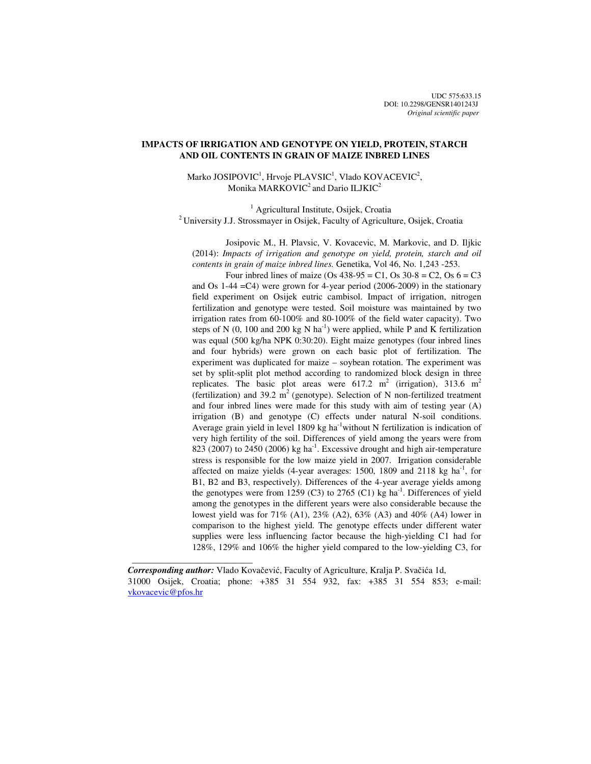UDC 575:633.15
DOI: 10.2298/GENSR1401243J
*Original scientific paper*

# IMPACTS OF IRRIGATION AND GENOTYPE ON YIELD, PROTEIN, STARCH AND OIL CONTENTS IN GRAIN OF MAIZE INBRED LINES

Marko JOSIPOVIC[1], Hrvoje PLAVSIC[1], Vlado KOVACEVIC[2], Monika MARKOVIC[2] and Dario ILJKIC[2]

[1] Agricultural Institute, Osijek, Croatia
[2] University J.J. Strossmayer in Osijek, Faculty of Agriculture, Osijek, Croatia

Josipovic M., H. Plavsic, V. Kovacevic, M. Markovic, and D. Iljkic (2014): *Impacts of irrigation and genotype on yield, protein, starch and oil contents in grain of maize inbred lines.* Genetika, Vol 46, No. 1,243 -253.

Four inbred lines of maize (Os 438-95 = C1, Os 30-8 = C2, Os 6 = C3 and Os 1-44 =C4) were grown for 4-year period (2006-2009) in the stationary field experiment on Osijek eutric cambisol. Impact of irrigation, nitrogen fertilization and genotype were tested. Soil moisture was maintained by two irrigation rates from 60-100% and 80-100% of the field water capacity). Two steps of N (0, 100 and 200 kg N ha$^{-1}$) were applied, while P and K fertilization was equal (500 kg/ha NPK 0:30:20). Eight maize genotypes (four inbred lines and four hybrids) were grown on each basic plot of fertilization. The experiment was duplicated for maize – soybean rotation. The experiment was set by split-split plot method according to randomized block design in three replicates. The basic plot areas were 617.2 m$^2$ (irrigation), 313.6 m$^2$ (fertilization) and 39.2 m$^2$ (genotype). Selection of N non-fertilized treatment and four inbred lines were made for this study with aim of testing year (A) irrigation (B) and genotype (C) effects under natural N-soil conditions. Average grain yield in level 1809 kg ha$^{-1}$without N fertilization is indication of very high fertility of the soil. Differences of yield among the years were from 823 (2007) to 2450 (2006) kg ha$^{-1}$. Excessive drought and high air-temperature stress is responsible for the low maize yield in 2007. Irrigation considerable affected on maize yields (4-year averages: 1500, 1809 and 2118 kg ha$^{-1}$, for B1, B2 and B3, respectively). Differences of the 4-year average yields among the genotypes were from 1259 (C3) to 2765 (C1) kg ha$^{-1}$. Differences of yield among the genotypes in the different years were also considerable because the lowest yield was for 71% (A1), 23% (A2), 63% (A3) and 40% (A4) lower in comparison to the highest yield. The genotype effects under different water supplies were less influencing factor because the high-yielding C1 had for 128%, 129% and 106% the higher yield compared to the low-yielding C3, for

---

***Corresponding author:*** Vlado Kovačević, Faculty of Agriculture, Kralja P. Svačića 1d, 31000 Osijek, Croatia; phone: +385 31 554 932, fax: +385 31 554 853; e-mail: vkovacevic@pfos.hr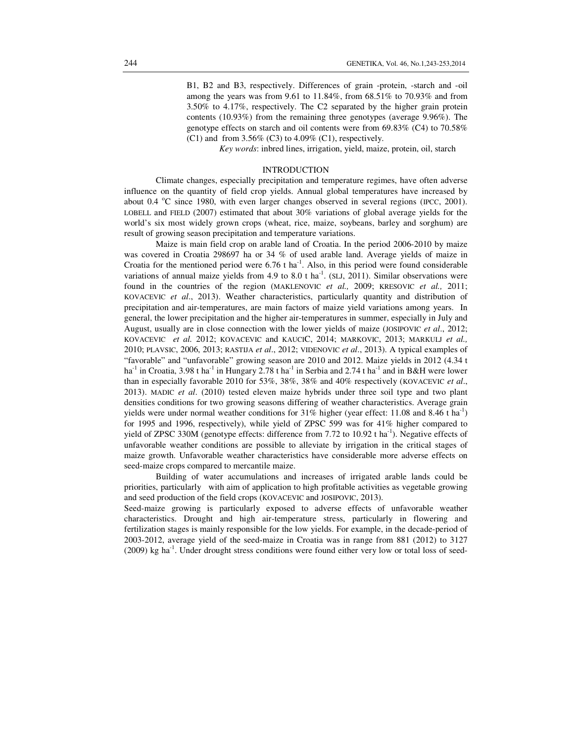B1, B2 and B3, respectively. Differences of grain -protein, -starch and -oil among the years was from 9.61 to 11.84%, from 68.51% to 70.93% and from 3.50% to 4.17%, respectively. The C2 separated by the higher grain protein contents (10.93%) from the remaining three genotypes (average 9.96%). The genotype effects on starch and oil contents were from 69.83% (C4) to 70.58% (C1) and from 3.56% (C3) to 4.09% (C1), respectively.

*Key words*: inbred lines, irrigation, yield, maize, protein, oil, starch

## INTRODUCTION

Climate changes, especially precipitation and temperature regimes, have often adverse influence on the quantity of field crop yields. Annual global temperatures have increased by about 0.4 °C since 1980, with even larger changes observed in several regions (IPCC, 2001). LOBELL and FIELD (2007) estimated that about 30% variations of global average yields for the world's six most widely grown crops (wheat, rice, maize, soybeans, barley and sorghum) are result of growing season precipitation and temperature variations.

Maize is main field crop on arable land of Croatia. In the period 2006-2010 by maize was covered in Croatia 298697 ha or 34 % of used arable land. Average yields of maize in Croatia for the mentioned period were 6.76 t $ha^{-1}$. Also, in this period were found considerable variations of annual maize yields from 4.9 to 8.0 t $ha^{-1}$. (SLJ, 2011). Similar observations were found in the countries of the region (MAKLENOVIC *et al.,* 2009; KRESOVIC *et al.,* 2011; KOVACEVIC *et al*., 2013). Weather characteristics, particularly quantity and distribution of precipitation and air-temperatures, are main factors of maize yield variations among years. In general, the lower precipitation and the higher air-temperatures in summer, especially in July and August, usually are in close connection with the lower yields of maize (JOSIPOVIC *et al*., 2012; KOVACEVIC *et al.* 2012; KOVACEVIC and KAUCIC, 2014; MARKOVIC, 2013; MARKULJ *et al.,* 2010; PLAVSIC, 2006, 2013; RASTIJA *et al*., 2012; VIDENOVIC *et al*., 2013). A typical examples of "favorable" and "unfavorable" growing season are 2010 and 2012. Maize yields in 2012 (4.34 t $ha^{-1}$ in Croatia, 3.98 t $ha^{-1}$ in Hungary 2.78 t $ha^{-1}$ in Serbia and 2.74 t $ha^{-1}$ and in B&H were lower than in especially favorable 2010 for 53%, 38%, 38% and 40% respectively (KOVACEVIC *et al*., 2013). MADIC *et al*. (2010) tested eleven maize hybrids under three soil type and two plant densities conditions for two growing seasons differing of weather characteristics. Average grain yields were under normal weather conditions for 31% higher (year effect: 11.08 and 8.46 t $ha^{-1}$) for 1995 and 1996, respectively), while yield of ZPSC 599 was for 41% higher compared to yield of ZPSC 330M (genotype effects: difference from 7.72 to 10.92 t $ha^{-1}$). Negative effects of unfavorable weather conditions are possible to alleviate by irrigation in the critical stages of maize growth. Unfavorable weather characteristics have considerable more adverse effects on seed-maize crops compared to mercantile maize.

Building of water accumulations and increases of irrigated arable lands could be priorities, particularly with aim of application to high profitable activities as vegetable growing and seed production of the field crops (KOVACEVIC and JOSIPOVIC, 2013).

Seed-maize growing is particularly exposed to adverse effects of unfavorable weather characteristics. Drought and high air-temperature stress, particularly in flowering and fertilization stages is mainly responsible for the low yields. For example, in the decade-period of 2003-2012, average yield of the seed-maize in Croatia was in range from 881 (2012) to 3127 (2009) kg $ha^{-1}$. Under drought stress conditions were found either very low or total loss of seed-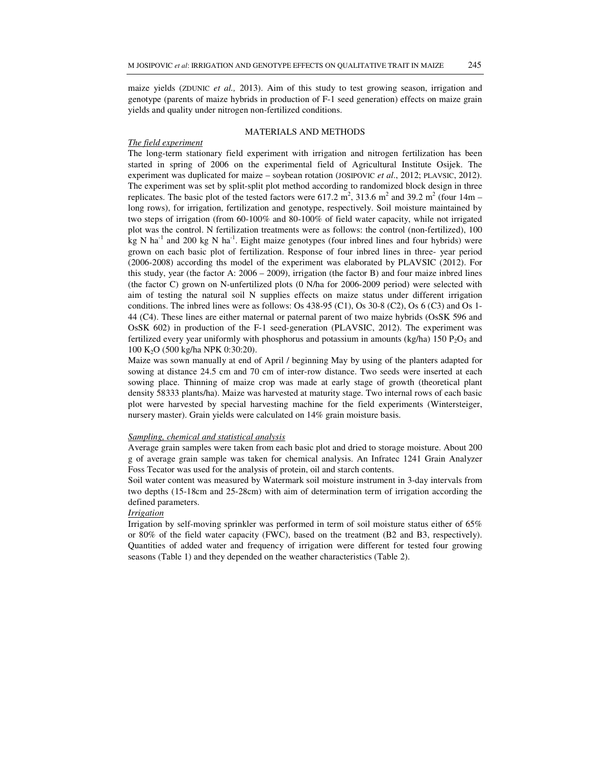maize yields (ZDUNIC *et al.,* 2013). Aim of this study to test growing season, irrigation and genotype (parents of maize hybrids in production of F-1 seed generation) effects on maize grain yields and quality under nitrogen non-fertilized conditions.

## MATERIALS AND METHODS

### *The field experiment*

The long-term stationary field experiment with irrigation and nitrogen fertilization has been started in spring of 2006 on the experimental field of Agricultural Institute Osijek. The experiment was duplicated for maize – soybean rotation (JOSIPOVIC *et al*., 2012; PLAVSIC, 2012). The experiment was set by split-split plot method according to randomized block design in three replicates. The basic plot of the tested factors were 617.2 $m^2$, 313.6 $m^2$ and 39.2 $m^2$ (four 14m – long rows), for irrigation, fertilization and genotype, respectively. Soil moisture maintained by two steps of irrigation (from 60-100% and 80-100% of field water capacity, while not irrigated plot was the control. N fertilization treatments were as follows: the control (non-fertilized), 100 kg N $ha^{-1}$ and 200 kg N $ha^{-1}$. Eight maize genotypes (four inbred lines and four hybrids) were grown on each basic plot of fertilization. Response of four inbred lines in three- year period (2006-2008) according ths model of the experiment was elaborated by PLAVSIC (2012). For this study, year (the factor A: 2006 – 2009), irrigation (the factor B) and four maize inbred lines (the factor C) grown on N-unfertilized plots (0 N/ha for 2006-2009 period) were selected with aim of testing the natural soil N supplies effects on maize status under different irrigation conditions. The inbred lines were as follows: Os 438-95 (C1), Os 30-8 (C2), Os 6 (C3) and Os 1-44 (C4). These lines are either maternal or paternal parent of two maize hybrids (OsSK 596 and OsSK 602) in production of the F-1 seed-generation (PLAVSIC, 2012). The experiment was fertilized every year uniformly with phosphorus and potassium in amounts (kg/ha) 150 $P_2O_5$ and 100 $K_2O$ (500 kg/ha NPK 0:30:20).

Maize was sown manually at end of April / beginning May by using of the planters adapted for sowing at distance 24.5 cm and 70 cm of inter-row distance. Two seeds were inserted at each sowing place. Thinning of maize crop was made at early stage of growth (theoretical plant density 58333 plants/ha). Maize was harvested at maturity stage. Two internal rows of each basic plot were harvested by special harvesting machine for the field experiments (Wintersteiger, nursery master). Grain yields were calculated on 14% grain moisture basis.

### *Sampling, chemical and statistical analysis*

Average grain samples were taken from each basic plot and dried to storage moisture. About 200 g of average grain sample was taken for chemical analysis. An Infratec 1241 Grain Analyzer Foss Tecator was used for the analysis of protein, oil and starch contents.

Soil water content was measured by Watermark soil moisture instrument in 3-day intervals from two depths (15-18cm and 25-28cm) with aim of determination term of irrigation according the defined parameters.

### *Irrigation*

Irrigation by self-moving sprinkler was performed in term of soil moisture status either of 65% or 80% of the field water capacity (FWC), based on the treatment (B2 and B3, respectively). Quantities of added water and frequency of irrigation were different for tested four growing seasons (Table 1) and they depended on the weather characteristics (Table 2).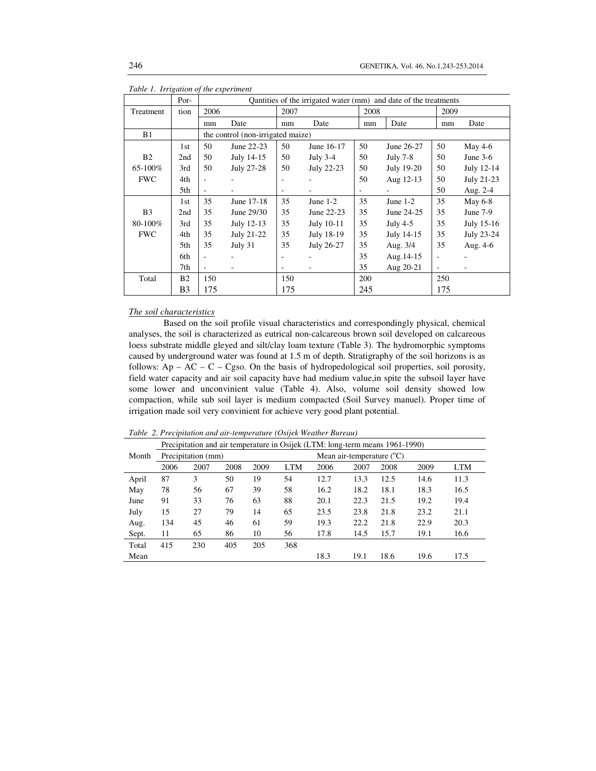*Table 1. Irrigation of the experiment*

| Treatment | Portion | 2006 mm | 2006 Date | 2007 mm | 2007 Date | 2008 mm | 2008 Date | 2009 mm | 2009 Date |
|---|---|---|---|---|---|---|---|---|---|
| | | Qantities of the irrigated water (mm) and date of the treatments | | | | | | | |
| B1 | | the control (non-irrigated maize) | | | | | | | |
| B2 65-100% FWC | 1st | 50 | June 22-23 | 50 | June 16-17 | 50 | June 26-27 | 50 | May 4-6 |
| | 2nd | 50 | July 14-15 | 50 | July 3-4 | 50 | July 7-8 | 50 | June 3-6 |
| | 3rd | 50 | July 27-28 | 50 | July 22-23 | 50 | July 19-20 | 50 | July 12-14 |
| | 4th | - | - | - | - | 50 | Aug 12-13 | 50 | July 21-23 |
| | 5th | - | - | - | - | - | - | 50 | Aug. 2-4 |
| B3 80-100% FWC | 1st | 35 | June 17-18 | 35 | June 1-2 | 35 | June 1-2 | 35 | May 6-8 |
| | 2nd | 35 | June 29/30 | 35 | June 22-23 | 35 | June 24-25 | 35 | June 7-9 |
| | 3rd | 35 | July 12-13 | 35 | July 10-11 | 35 | July 4-5 | 35 | July 15-16 |
| | 4th | 35 | July 21-22 | 35 | July 18-19 | 35 | July 14-15 | 35 | July 23-24 |
| | 5th | 35 | July 31 | 35 | July 26-27 | 35 | Aug. 3/4 | 35 | Aug. 4-6 |
| | 6th | - | - | - | - | 35 | Aug.14-15 | - | - |
| | 7th | - | - | - | - | 35 | Aug 20-21 | - | - |
| Total | B2 | 150 | | 150 | | 200 | | 250 | |
| | B3 | 175 | | 175 | | 245 | | 175 | |

<u>The soil characteristics</u>

Based on the soil profile visual characteristics and correspondingly physical, chemical analyses, the soil is characterized as eutrical non-calcareous brown soil developed on calcareous loess substrate middle gleyed and silt/clay loam texture (Table 3). The hydromorphic symptoms caused by underground water was found at 1.5 m of depth. Stratigraphy of the soil horizons is as follows: Ap – AC – C – Cgso. On the basis of hydropedological soil properties, soil porosity, field water capacity and air soil capacity have had medium value,in spite the subsoil layer have some lower and unconvinient value (Table 4). Also, volume soil density showed low compaction, while sub soil layer is medium compacted (Soil Survey manuel). Proper time of irrigation made soil very convinient for achieve very good plant potential.

*Table 2. Precipitation and air-temperature (Osijek Weather Bureau)*

| Month | Precipitation (mm) 2006 | 2007 | 2008 | 2009 | LTM | Mean air-temperature (°C) 2006 | 2007 | 2008 | 2009 | LTM |
|---|---|---|---|---|---|---|---|---|---|---|
| | Precipitation and air temperature in Osijek (LTM: long-term means 1961-1990) | | | | | | | | | |
| April | 87 | 3 | 50 | 19 | 54 | 12.7 | 13.3 | 12.5 | 14.6 | 11.3 |
| May | 78 | 56 | 67 | 39 | 58 | 16.2 | 18.2 | 18.1 | 18.3 | 16.5 |
| June | 91 | 33 | 76 | 63 | 88 | 20.1 | 22.3 | 21.5 | 19.2 | 19.4 |
| July | 15 | 27 | 79 | 14 | 65 | 23.5 | 23.8 | 21.8 | 23.2 | 21.1 |
| Aug. | 134 | 45 | 46 | 61 | 59 | 19.3 | 22.2 | 21.8 | 22.9 | 20.3 |
| Sept. | 11 | 65 | 86 | 10 | 56 | 17.8 | 14.5 | 15.7 | 19.1 | 16.6 |
| Total | 415 | 230 | 405 | 205 | 368 | | | | | |
| Mean | | | | | | 18.3 | 19.1 | 18.6 | 19.6 | 17.5 |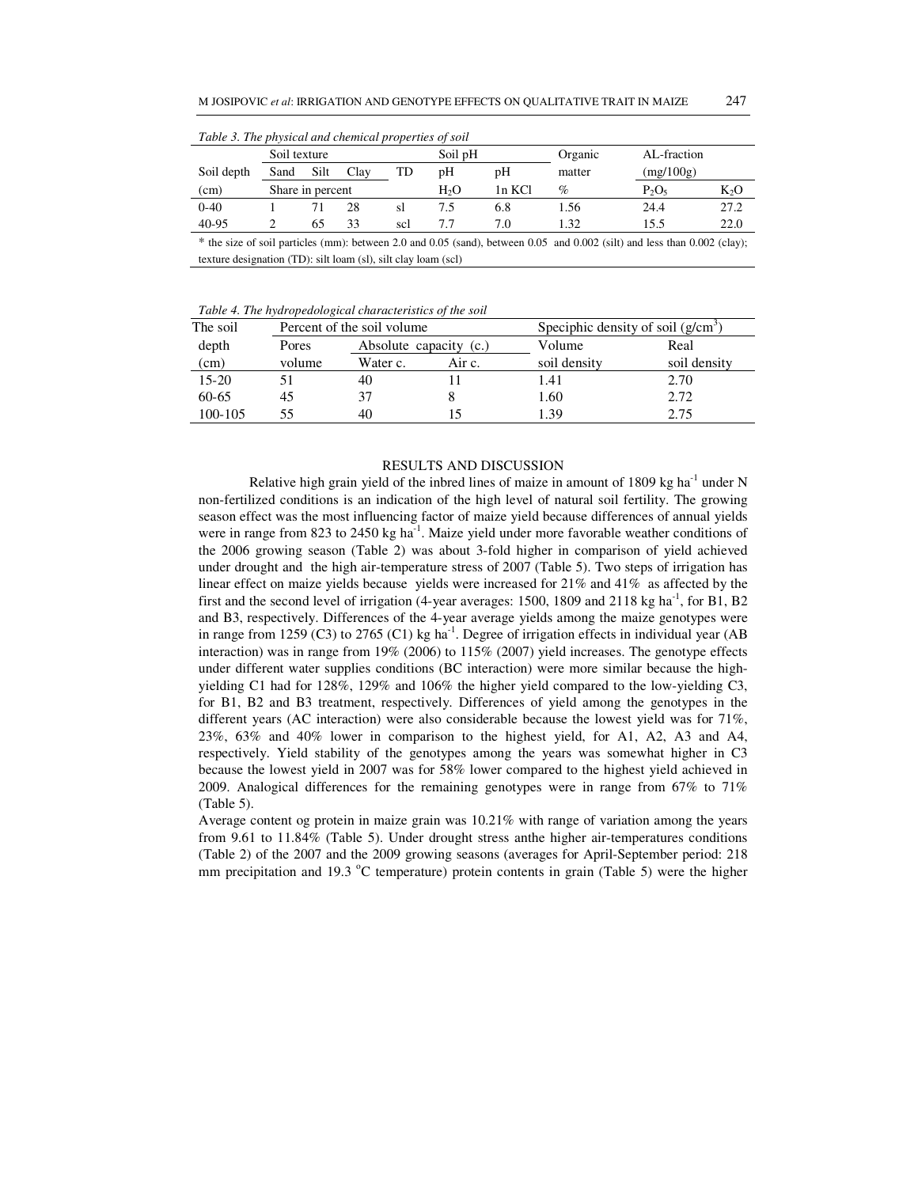*Table 3. The physical and chemical properties of soil*

| | Soil texture | | | | Soil pH | | Organic | AL-fraction | |
|---|---|---|---|---|---|---|---|---|---|
| Soil depth | Sand | Silt | Clay | TD | pH | pH | matter | (mg/100g) | |
| (cm) | Share in percent | | | | $H_2O$ | 1n KCl | % | $P_2O_5$ | $K_2O$ |
| 0-40 | 1 | 71 | 28 | sl | 7.5 | 6.8 | 1.56 | 24.4 | 27.2 |
| 40-95 | 2 | 65 | 33 | scl | 7.7 | 7.0 | 1.32 | 15.5 | 22.0 |

\* the size of soil particles (mm): between 2.0 and 0.05 (sand), between 0.05 and 0.002 (silt) and less than 0.002 (clay); texture designation (TD): silt loam (sl), silt clay loam (scl)

*Table 4. The hydropedological characteristics of the soil*

| The soil | Percent of the soil volume | | | Speciphic density of soil (g/cm$^3$) | |
|---|---|---|---|---|---|
| depth | Pores | Absolute capacity (c.) | | Volume | Real |
| (cm) | volume | Water c. | Air c. | soil density | soil density |
| 15-20 | 51 | 40 | 11 | 1.41 | 2.70 |
| 60-65 | 45 | 37 | 8 | 1.60 | 2.72 |
| 100-105 | 55 | 40 | 15 | 1.39 | 2.75 |

## RESULTS AND DISCUSSION

Relative high grain yield of the inbred lines of maize in amount of 1809 kg ha$^{-1}$ under N non-fertilized conditions is an indication of the high level of natural soil fertility. The growing season effect was the most influencing factor of maize yield because differences of annual yields were in range from 823 to 2450 kg ha$^{-1}$. Maize yield under more favorable weather conditions of the 2006 growing season (Table 2) was about 3-fold higher in comparison of yield achieved under drought and the high air-temperature stress of 2007 (Table 5). Two steps of irrigation has linear effect on maize yields because yields were increased for 21% and 41% as affected by the first and the second level of irrigation (4-year averages: 1500, 1809 and 2118 kg ha$^{-1}$, for B1, B2 and B3, respectively. Differences of the 4-year average yields among the maize genotypes were in range from 1259 (C3) to 2765 (C1) kg ha$^{-1}$. Degree of irrigation effects in individual year (AB interaction) was in range from 19% (2006) to 115% (2007) yield increases. The genotype effects under different water supplies conditions (BC interaction) were more similar because the high-yielding C1 had for 128%, 129% and 106% the higher yield compared to the low-yielding C3, for B1, B2 and B3 treatment, respectively. Differences of yield among the genotypes in the different years (AC interaction) were also considerable because the lowest yield was for 71%, 23%, 63% and 40% lower in comparison to the highest yield, for A1, A2, A3 and A4, respectively. Yield stability of the genotypes among the years was somewhat higher in C3 because the lowest yield in 2007 was for 58% lower compared to the highest yield achieved in 2009. Analogical differences for the remaining genotypes were in range from 67% to 71% (Table 5).

Average content og protein in maize grain was 10.21% with range of variation among the years from 9.61 to 11.84% (Table 5). Under drought stress anthe higher air-temperatures conditions (Table 2) of the 2007 and the 2009 growing seasons (averages for April-September period: 218 mm precipitation and 19.3 $^{o}$C temperature) protein contents in grain (Table 5) were the higher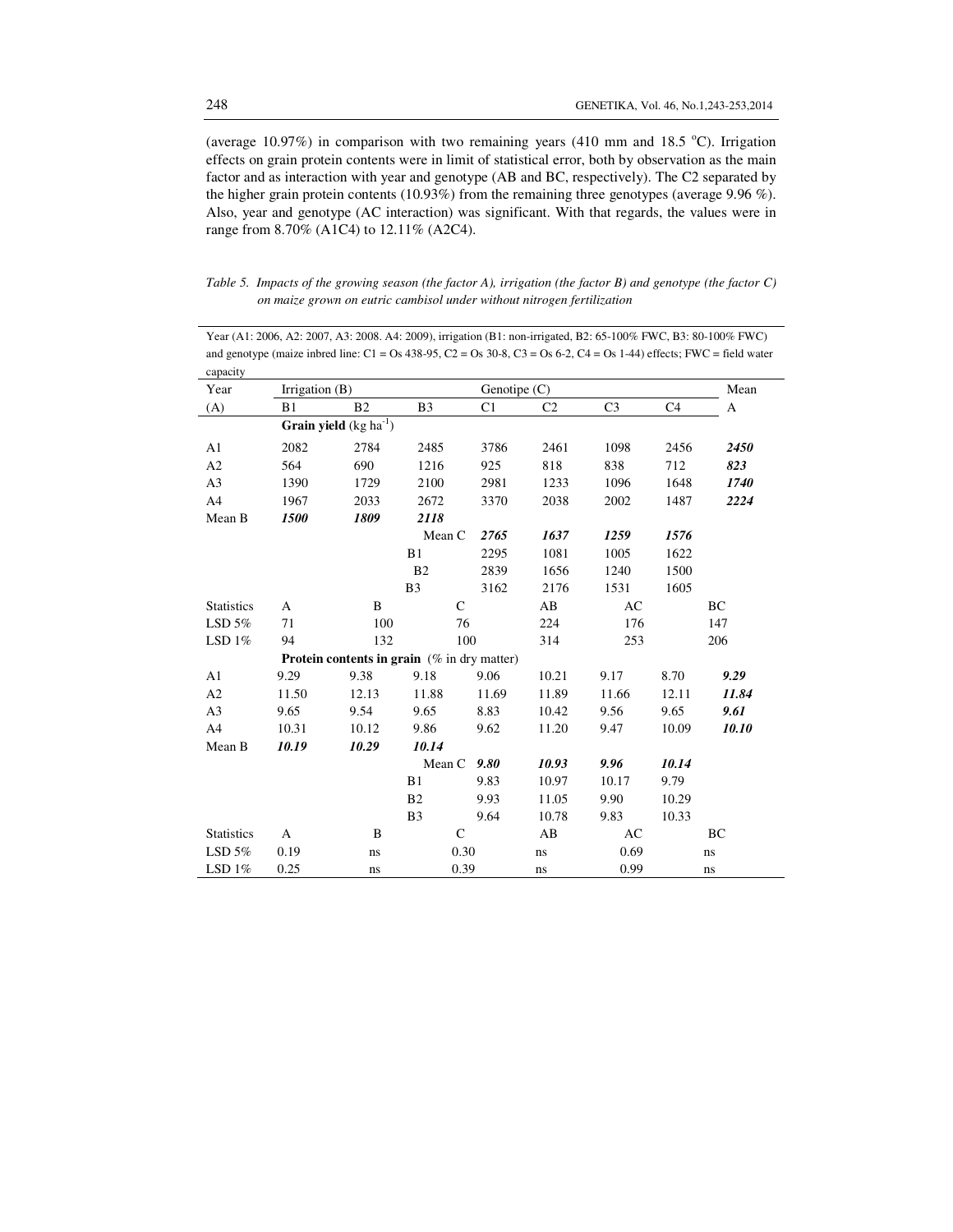(average 10.97%) in comparison with two remaining years (410 mm and 18.5 °C). Irrigation effects on grain protein contents were in limit of statistical error, both by observation as the main factor and as interaction with year and genotype (AB and BC, respectively). The C2 separated by the higher grain protein contents (10.93%) from the remaining three genotypes (average 9.96 %). Also, year and genotype (AC interaction) was significant. With that regards, the values were in range from 8.70% (A1C4) to 12.11% (A2C4).

*Table 5. Impacts of the growing season (the factor A), irrigation (the factor B) and genotype (the factor C) on maize grown on eutric cambisol under without nitrogen fertilization*

Year (A1: 2006, A2: 2007, A3: 2008. A4: 2009), irrigation (B1: non-irrigated, B2: 65-100% FWC, B3: 80-100% FWC) and genotype (maize inbred line: C1 = Os 438-95, C2 = Os 30-8, C3 = Os 6-2, C4 = Os 1-44) effects; FWC = field water capacity

| Year | Irrigation (B) | | | Genotipe (C) | | | | Mean |
|---|---|---|---|---|---|---|---|---|
| (A) | B1 | B2 | B3 | C1 | C2 | C3 | C4 | A |
| | **Grain yield** (kg ha$^{-1}$) | | | | | | | |
| A1 | 2082 | 2784 | 2485 | 3786 | 2461 | 1098 | 2456 | ***2450*** |
| A2 | 564 | 690 | 1216 | 925 | 818 | 838 | 712 | ***823*** |
| A3 | 1390 | 1729 | 2100 | 2981 | 1233 | 1096 | 1648 | ***1740*** |
| A4 | 1967 | 2033 | 2672 | 3370 | 2038 | 2002 | 1487 | ***2224*** |
| Mean B | ***1500*** | ***1809*** | ***2118*** | | | | | |
| | | | Mean C | ***2765*** | ***1637*** | ***1259*** | ***1576*** | |
| | | | B1 | 2295 | 1081 | 1005 | 1622 | |
| | | | B2 | 2839 | 1656 | 1240 | 1500 | |
| | | | B3 | 3162 | 2176 | 1531 | 1605 | |
| Statistics | A | B | C | | AB | AC | | BC |
| LSD 5% | 71 | 100 | 76 | | 224 | 176 | | 147 |
| LSD 1% | 94 | 132 | 100 | | 314 | 253 | | 206 |
| | **Protein contents in grain** (% in dry matter) | | | | | | | |
| A1 | 9.29 | 9.38 | 9.18 | 9.06 | 10.21 | 9.17 | 8.70 | ***9.29*** |
| A2 | 11.50 | 12.13 | 11.88 | 11.69 | 11.89 | 11.66 | 12.11 | ***11.84*** |
| A3 | 9.65 | 9.54 | 9.65 | 8.83 | 10.42 | 9.56 | 9.65 | ***9.61*** |
| A4 | 10.31 | 10.12 | 9.86 | 9.62 | 11.20 | 9.47 | 10.09 | ***10.10*** |
| Mean B | ***10.19*** | ***10.29*** | ***10.14*** | | | | | |
| | | | Mean C | ***9.80*** | ***10.93*** | ***9.96*** | ***10.14*** | |
| | | | B1 | 9.83 | 10.97 | 10.17 | 9.79 | |
| | | | B2 | 9.93 | 11.05 | 9.90 | 10.29 | |
| | | | B3 | 9.64 | 10.78 | 9.83 | 10.33 | |
| Statistics | A | B | C | | AB | AC | | BC |
| LSD 5% | 0.19 | ns | 0.30 | | ns | 0.69 | | ns |
| LSD 1% | 0.25 | ns | 0.39 | | ns | 0.99 | | ns |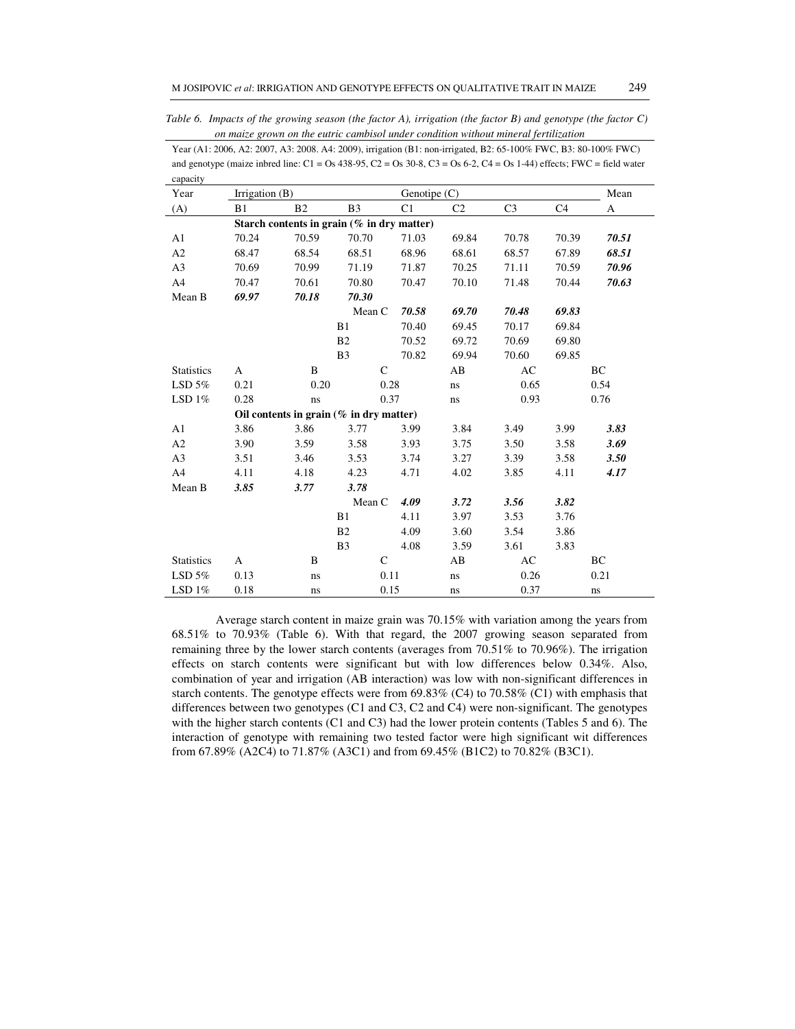*Table 6. Impacts of the growing season (the factor A), irrigation (the factor B) and genotype (the factor C) on maize grown on the eutric cambisol under condition without mineral fertilization*

Year (A1: 2006, A2: 2007, A3: 2008. A4: 2009), irrigation (B1: non-irrigated, B2: 65-100% FWC, B3: 80-100% FWC) and genotype (maize inbred line: C1 = Os 438-95, C2 = Os 30-8, C3 = Os 6-2, C4 = Os 1-44) effects; FWC = field water capacity

| Year | Irrigation (B) | | | Genotipe (C) | | | | Mean |
|---|---|---|---|---|---|---|---|---|
| (A) | B1 | B2 | B3 | C1 | C2 | C3 | C4 | A |
| | **Starch contents in grain (% in dry matter)** | | | | | | | |
| A1 | 70.24 | 70.59 | 70.70 | 71.03 | 69.84 | 70.78 | 70.39 | ***70.51*** |
| A2 | 68.47 | 68.54 | 68.51 | 68.96 | 68.61 | 68.57 | 67.89 | ***68.51*** |
| A3 | 70.69 | 70.99 | 71.19 | 71.87 | 70.25 | 71.11 | 70.59 | ***70.96*** |
| A4 | 70.47 | 70.61 | 70.80 | 70.47 | 70.10 | 71.48 | 70.44 | ***70.63*** |
| Mean B | ***69.97*** | ***70.18*** | ***70.30*** | | | | | |
| | | | Mean C | ***70.58*** | ***69.70*** | ***70.48*** | ***69.83*** | |
| | | | B1 | 70.40 | 69.45 | 70.17 | 69.84 | |
| | | | B2 | 70.52 | 69.72 | 70.69 | 69.80 | |
| | | | B3 | 70.82 | 69.94 | 70.60 | 69.85 | |
| Statistics | A | B | C | | AB | AC | | BC |
| LSD 5% | 0.21 | 0.20 | 0.28 | | ns | 0.65 | | 0.54 |
| LSD 1% | 0.28 | ns | 0.37 | | ns | 0.93 | | 0.76 |
| | **Oil contents in grain (% in dry matter)** | | | | | | | |
| A1 | 3.86 | 3.86 | 3.77 | 3.99 | 3.84 | 3.49 | 3.99 | ***3.83*** |
| A2 | 3.90 | 3.59 | 3.58 | 3.93 | 3.75 | 3.50 | 3.58 | ***3.69*** |
| A3 | 3.51 | 3.46 | 3.53 | 3.74 | 3.27 | 3.39 | 3.58 | ***3.50*** |
| A4 | 4.11 | 4.18 | 4.23 | 4.71 | 4.02 | 3.85 | 4.11 | ***4.17*** |
| Mean B | ***3.85*** | ***3.77*** | ***3.78*** | | | | | |
| | | | Mean C | ***4.09*** | ***3.72*** | ***3.56*** | ***3.82*** | |
| | | | B1 | 4.11 | 3.97 | 3.53 | 3.76 | |
| | | | B2 | 4.09 | 3.60 | 3.54 | 3.86 | |
| | | | B3 | 4.08 | 3.59 | 3.61 | 3.83 | |
| Statistics | A | B | C | | AB | AC | | BC |
| LSD 5% | 0.13 | ns | 0.11 | | ns | 0.26 | | 0.21 |
| LSD 1% | 0.18 | ns | 0.15 | | ns | 0.37 | | ns |

Average starch content in maize grain was 70.15% with variation among the years from 68.51% to 70.93% (Table 6). With that regard, the 2007 growing season separated from remaining three by the lower starch contents (averages from 70.51% to 70.96%). The irrigation effects on starch contents were significant but with low differences below 0.34%. Also, combination of year and irrigation (AB interaction) was low with non-significant differences in starch contents. The genotype effects were from 69.83% (C4) to 70.58% (C1) with emphasis that differences between two genotypes (C1 and C3, C2 and C4) were non-significant. The genotypes with the higher starch contents (C1 and C3) had the lower protein contents (Tables 5 and 6). The interaction of genotype with remaining two tested factor were high significant wit differences from 67.89% (A2C4) to 71.87% (A3C1) and from 69.45% (B1C2) to 70.82% (B3C1).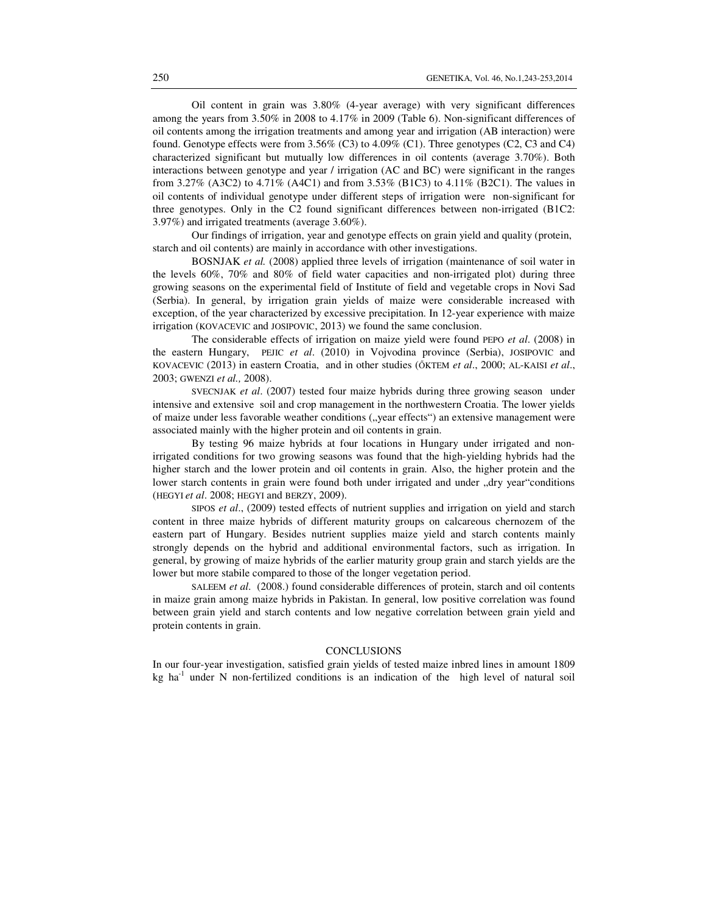Oil content in grain was 3.80% (4-year average) with very significant differences among the years from 3.50% in 2008 to 4.17% in 2009 (Table 6). Non-significant differences of oil contents among the irrigation treatments and among year and irrigation (AB interaction) were found. Genotype effects were from 3.56% (C3) to 4.09% (C1). Three genotypes (C2, C3 and C4) characterized significant but mutually low differences in oil contents (average 3.70%). Both interactions between genotype and year / irrigation (AC and BC) were significant in the ranges from 3.27% (A3C2) to 4.71% (A4C1) and from 3.53% (B1C3) to 4.11% (B2C1). The values in oil contents of individual genotype under different steps of irrigation were non-significant for three genotypes. Only in the C2 found significant differences between non-irrigated (B1C2: 3.97%) and irrigated treatments (average 3.60%).

Our findings of irrigation, year and genotype effects on grain yield and quality (protein, starch and oil contents) are mainly in accordance with other investigations.

BOSNJAK *et al.* (2008) applied three levels of irrigation (maintenance of soil water in the levels 60%, 70% and 80% of field water capacities and non-irrigated plot) during three growing seasons on the experimental field of Institute of field and vegetable crops in Novi Sad (Serbia). In general, by irrigation grain yields of maize were considerable increased with exception, of the year characterized by excessive precipitation. In 12-year experience with maize irrigation (KOVACEVIC and JOSIPOVIC, 2013) we found the same conclusion.

The considerable effects of irrigation on maize yield were found PEPO *et al*. (2008) in the eastern Hungary, PEJIC *et al*. (2010) in Vojvodina province (Serbia), JOSIPOVIC and KOVACEVIC (2013) in eastern Croatia, and in other studies (ŐKTEM *et al*., 2000; AL-KAISI *et al*., 2003; GWENZI *et al.,* 2008).

SVECNJAK *et al*. (2007) tested four maize hybrids during three growing season under intensive and extensive soil and crop management in the northwestern Croatia. The lower yields of maize under less favorable weather conditions („year effects") an extensive management were associated mainly with the higher protein and oil contents in grain.

By testing 96 maize hybrids at four locations in Hungary under irrigated and non-irrigated conditions for two growing seasons was found that the high-yielding hybrids had the higher starch and the lower protein and oil contents in grain. Also, the higher protein and the lower starch contents in grain were found both under irrigated and under „dry year"conditions (HEGYI *et al*. 2008; HEGYI and BERZY, 2009).

SIPOS *et al*., (2009) tested effects of nutrient supplies and irrigation on yield and starch content in three maize hybrids of different maturity groups on calcareous chernozem of the eastern part of Hungary. Besides nutrient supplies maize yield and starch contents mainly strongly depends on the hybrid and additional environmental factors, such as irrigation. In general, by growing of maize hybrids of the earlier maturity group grain and starch yields are the lower but more stabile compared to those of the longer vegetation period.

SALEEM *et al*. (2008.) found considerable differences of protein, starch and oil contents in maize grain among maize hybrids in Pakistan. In general, low positive correlation was found between grain yield and starch contents and low negative correlation between grain yield and protein contents in grain.

## CONCLUSIONS

In our four-year investigation, satisfied grain yields of tested maize inbred lines in amount 1809 kg ha$^{-1}$ under N non-fertilized conditions is an indication of the high level of natural soil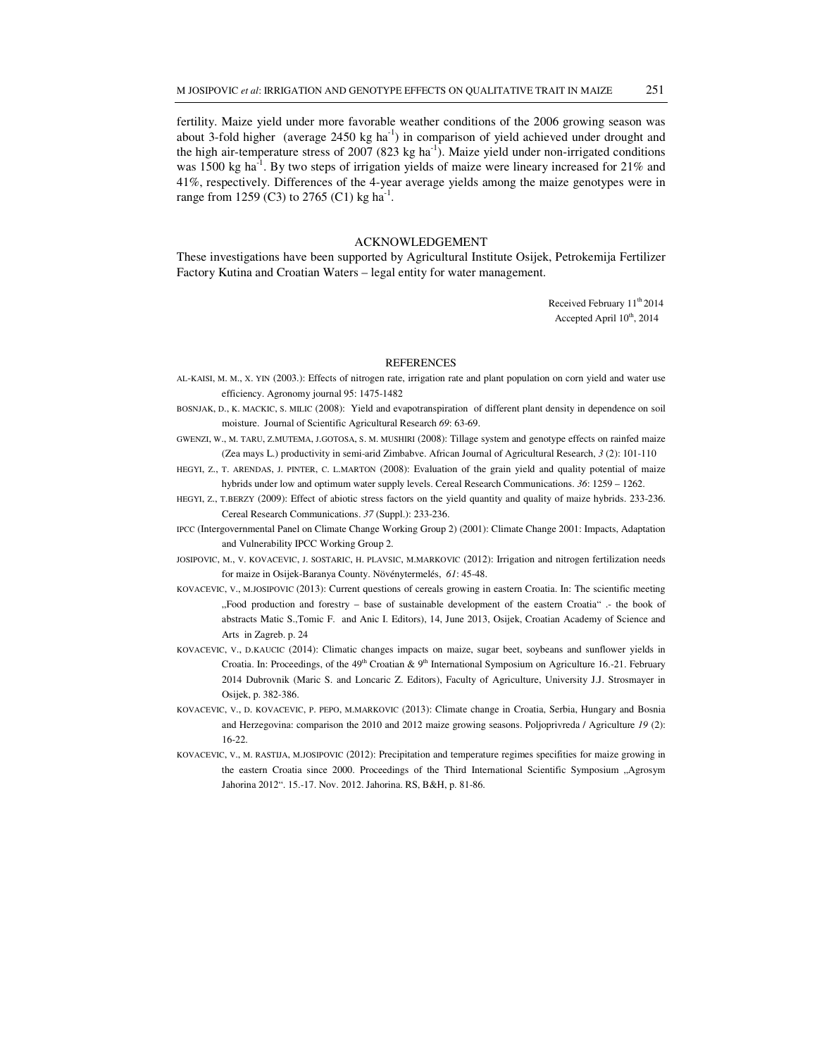fertility. Maize yield under more favorable weather conditions of the 2006 growing season was about 3-fold higher (average 2450 kg $ha^{-1}$) in comparison of yield achieved under drought and the high air-temperature stress of 2007 (823 kg $ha^{-1}$). Maize yield under non-irrigated conditions was 1500 kg $ha^{-1}$. By two steps of irrigation yields of maize were lineary increased for 21% and 41%, respectively. Differences of the 4-year average yields among the maize genotypes were in range from 1259 (C3) to 2765 (C1) kg $ha^{-1}$.

## ACKNOWLEDGEMENT

These investigations have been supported by Agricultural Institute Osijek, Petrokemija Fertilizer Factory Kutina and Croatian Waters – legal entity for water management.

Received February 11th 2014
Accepted April 10th, 2014

## REFERENCES

AL-KAISI, M. M., X. YIN (2003.): Effects of nitrogen rate, irrigation rate and plant population on corn yield and water use efficiency. Agronomy journal 95: 1475-1482

BOSNJAK, D., K. MACKIC, S. MILIC (2008): Yield and evapotranspiration of different plant density in dependence on soil moisture. Journal of Scientific Agricultural Research *69*: 63-69.

GWENZI, W., M. TARU, Z.MUTEMA, J.GOTOSA, S. M. MUSHIRI (2008): Tillage system and genotype effects on rainfed maize (Zea mays L.) productivity in semi-arid Zimbabve. African Journal of Agricultural Research, *3* (2): 101-110

HEGYI, Z., T. ARENDAS, J. PINTER, C. L.MARTON (2008): Evaluation of the grain yield and quality potential of maize hybrids under low and optimum water supply levels. Cereal Research Communications. *36*: 1259 – 1262.

HEGYI, Z., T.BERZY (2009): Effect of abiotic stress factors on the yield quantity and quality of maize hybrids. 233-236. Cereal Research Communications. *37* (Suppl.): 233-236.

IPCC (Intergovernmental Panel on Climate Change Working Group 2) (2001): Climate Change 2001: Impacts, Adaptation and Vulnerability IPCC Working Group 2.

JOSIPOVIC, M., V. KOVACEVIC, J. SOSTARIC, H. PLAVSIC, M.MARKOVIC (2012): Irrigation and nitrogen fertilization needs for maize in Osijek-Baranya County. Növénytermelés, *61*: 45-48.

KOVACEVIC, V., M.JOSIPOVIC (2013): Current questions of cereals growing in eastern Croatia. In: The scientific meeting „Food production and forestry – base of sustainable development of the eastern Croatia" .- the book of abstracts Matic S.,Tomic F. and Anic I. Editors), 14, June 2013, Osijek, Croatian Academy of Science and Arts in Zagreb. p. 24

KOVACEVIC, V., D.KAUCIC (2014): Climatic changes impacts on maize, sugar beet, soybeans and sunflower yields in Croatia. In: Proceedings, of the 49th Croatian & 9th International Symposium on Agriculture 16.-21. February 2014 Dubrovnik (Maric S. and Loncaric Z. Editors), Faculty of Agriculture, University J.J. Strosmayer in Osijek, p. 382-386.

KOVACEVIC, V., D. KOVACEVIC, P. PEPO, M.MARKOVIC (2013): Climate change in Croatia, Serbia, Hungary and Bosnia and Herzegovina: comparison the 2010 and 2012 maize growing seasons. Poljoprivreda / Agriculture *19* (2): 16-22.

KOVACEVIC, V., M. RASTIJA, M.JOSIPOVIC (2012): Precipitation and temperature regimes specifities for maize growing in the eastern Croatia since 2000. Proceedings of the Third International Scientific Symposium „Agrosym Jahorina 2012". 15.-17. Nov. 2012. Jahorina. RS, B&H, p. 81-86.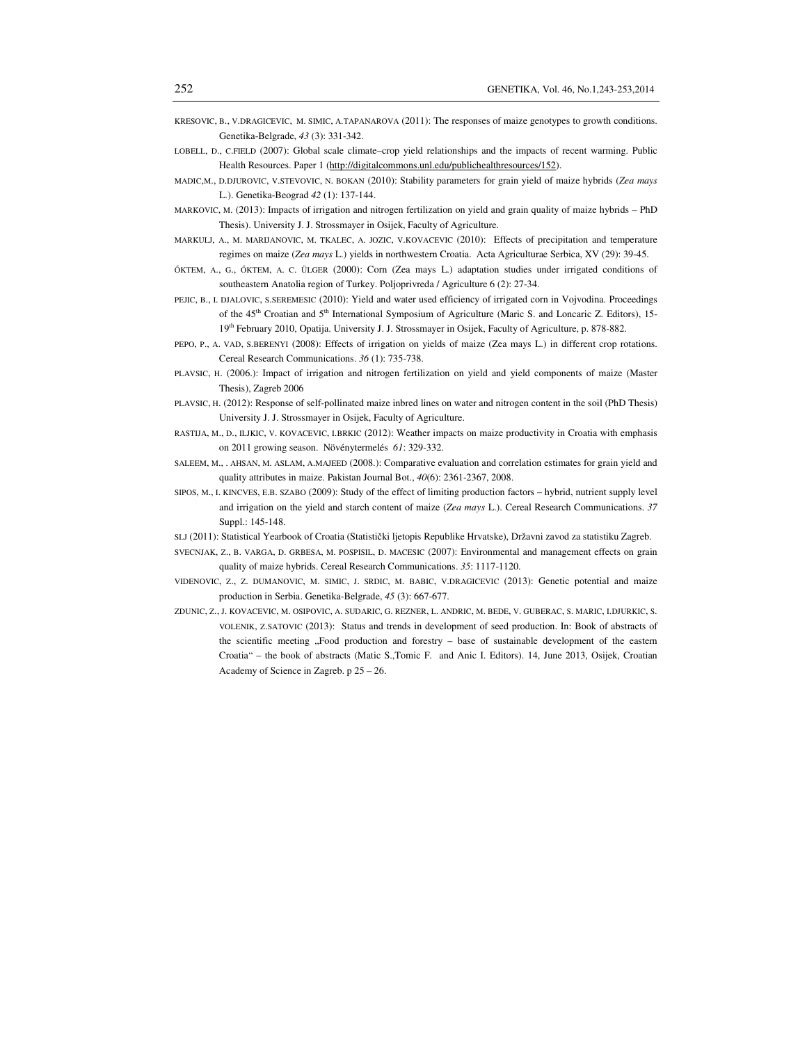KRESOVIC, B., V.DRAGICEVIC, M. SIMIC, A.TAPANAROVA (2011): The responses of maize genotypes to growth conditions. Genetika-Belgrade, *43* (3): 331-342.

LOBELL, D., C.FIELD (2007): Global scale climate–crop yield relationships and the impacts of recent warming. Public Health Resources. Paper 1 (http://digitalcommons.unl.edu/publichealthresources/152).

MADIC,M., D.DJUROVIC, V.STEVOVIC, N. BOKAN (2010): Stability parameters for grain yield of maize hybrids (*Zea mays* L.). Genetika-Beograd *42* (1): 137-144.

MARKOVIC, M. (2013): Impacts of irrigation and nitrogen fertilization on yield and grain quality of maize hybrids – PhD Thesis). University J. J. Strossmayer in Osijek, Faculty of Agriculture.

MARKULJ, A., M. MARIJANOVIC, M. TKALEC, A. JOZIC, V.KOVACEVIC (2010): Effects of precipitation and temperature regimes on maize (*Zea mays* L.) yields in northwestern Croatia. Acta Agriculturae Serbica, XV (29): 39-45.

ÖKTEM, A., G., ÖKTEM, A. C. ÜLGER (2000): Corn (Zea mays L.) adaptation studies under irrigated conditions of southeastern Anatolia region of Turkey. Poljoprivreda / Agriculture 6 (2): 27-34.

PEJIC, B., I. DJALOVIC, S.SEREMESIC (2010): Yield and water used efficiency of irrigated corn in Vojvodina. Proceedings of the 45[th] Croatian and 5[th] International Symposium of Agriculture (Maric S. and Loncaric Z. Editors), 15-19[th] February 2010, Opatija. University J. J. Strossmayer in Osijek, Faculty of Agriculture, p. 878-882.

PEPO, P., A. VAD, S.BERENYI (2008): Effects of irrigation on yields of maize (Zea mays L.) in different crop rotations. Cereal Research Communications. *36* (1): 735-738.

PLAVSIC, H. (2006.): Impact of irrigation and nitrogen fertilization on yield and yield components of maize (Master Thesis), Zagreb 2006

PLAVSIC, H. (2012): Response of self-pollinated maize inbred lines on water and nitrogen content in the soil (PhD Thesis) University J. J. Strossmayer in Osijek, Faculty of Agriculture.

RASTIJA, M., D., ILJKIC, V. KOVACEVIC, I.BRKIC (2012): Weather impacts on maize productivity in Croatia with emphasis on 2011 growing season. Növénytermelés *61*: 329-332.

SALEEM, M., . AHSAN, M. ASLAM, A.MAJEED (2008.): Comparative evaluation and correlation estimates for grain yield and quality attributes in maize. Pakistan Journal Bot., *40*(6): 2361-2367, 2008.

SIPOS, M., I. KINCVES, E.B. SZABO (2009): Study of the effect of limiting production factors – hybrid, nutrient supply level and irrigation on the yield and starch content of maize (*Zea mays* L.). Cereal Research Communications. *37* Suppl.: 145-148.

SLJ (2011): Statistical Yearbook of Croatia (Statistički ljetopis Republike Hrvatske), Državni zavod za statistiku Zagreb.

SVECNJAK, Z., B. VARGA, D. GRBESA, M. POSPISIL, D. MACESIC (2007): Environmental and management effects on grain quality of maize hybrids. Cereal Research Communications. *35*: 1117-1120.

VIDENOVIC, Z., Z. DUMANOVIC, M. SIMIC, J. SRDIC, M. BABIC, V.DRAGICEVIC (2013): Genetic potential and maize production in Serbia. Genetika-Belgrade, *45* (3): 667-677.

ZDUNIC, Z., J. KOVACEVIC, M. OSIPOVIC, A. SUDARIC, G. REZNER, L. ANDRIC, M. BEDE, V. GUBERAC, S. MARIC, I.DJURKIC, S. VOLENIK, Z.SATOVIC (2013): Status and trends in development of seed production. In: Book of abstracts of the scientific meeting „Food production and forestry – base of sustainable development of the eastern Croatia" – the book of abstracts (Matic S.,Tomic F. and Anic I. Editors). 14, June 2013, Osijek, Croatian Academy of Science in Zagreb. p 25 – 26.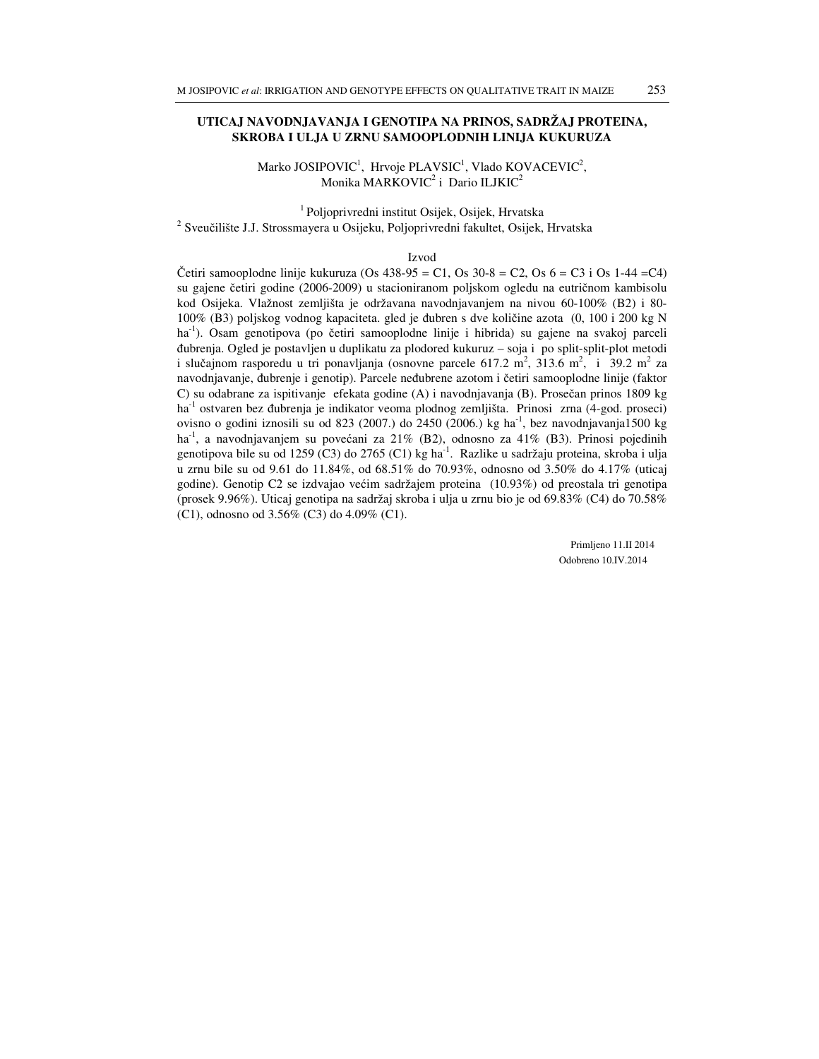# UTICAJ NAVODNJAVANJA I GENOTIPA NA PRINOS, SADRŽAJ PROTEINA, SKROBA I ULJA U ZRNU SAMOOPLODNIH LINIJA KUKURUZA

Marko JOSIPOVIC[1], Hrvoje PLAVSIC[1], Vlado KOVACEVIC[2], Monika MARKOVIC[2] i Dario ILJKIC[2]

[1] Poljoprivredni institut Osijek, Osijek, Hrvatska
[2] Sveučilište J.J. Strossmayera u Osijeku, Poljoprivredni fakultet, Osijek, Hrvatska

## Izvod

Četiri samooplodne linije kukuruza (Os 438-95 = C1, Os 30-8 = C2, Os 6 = C3 i Os 1-44 =C4) su gajene četiri godine (2006-2009) u stacioniranom poljskom ogledu na eutričnom kambisolu kod Osijeka. Vlažnost zemljišta je održavana navodnjavanjem na nivou 60-100% (B2) i 80-100% (B3) poljskog vodnog kapaciteta. gled je đubren s dve količine azota (0, 100 i 200 kg N ha$^{-1}$). Osam genotipova (po četiri samooplodne linije i hibrida) su gajene na svakoj parceli đubrenja. Ogled je postavljen u duplikatu za plodored kukuruz – soja i po split-split-plot metodi i slučajnom rasporedu u tri ponavljanja (osnovne parcele 617.2 m$^2$, 313.6 m$^2$, i 39.2 m$^2$ za navodnjavanje, đubrenje i genotip). Parcele neđubrene azotom i četiri samooplodne linije (faktor C) su odabrane za ispitivanje efekata godine (A) i navodnjavanja (B). Prosečan prinos 1809 kg ha$^{-1}$ ostvaren bez đubrenja je indikator veoma plodnog zemljišta. Prinosi zrna (4-god. proseci) ovisno o godini iznosili su od 823 (2007.) do 2450 (2006.) kg ha$^{-1}$, bez navodnjavanja1500 kg ha$^{-1}$, a navodnjavanjem su povećani za 21% (B2), odnosno za 41% (B3). Prinosi pojedinih genotipova bile su od 1259 (C3) do 2765 (C1) kg ha$^{-1}$. Razlike u sadržaju proteina, skroba i ulja u zrnu bile su od 9.61 do 11.84%, od 68.51% do 70.93%, odnosno od 3.50% do 4.17% (uticaj godine). Genotip C2 se izdvajao većim sadržajem proteina (10.93%) od preostala tri genotipa (prosek 9.96%). Uticaj genotipa na sadržaj skroba i ulja u zrnu bio je od 69.83% (C4) do 70.58% (C1), odnosno od 3.56% (C3) do 4.09% (C1).

Primljeno 11.II 2014
Odobreno 10.IV.2014